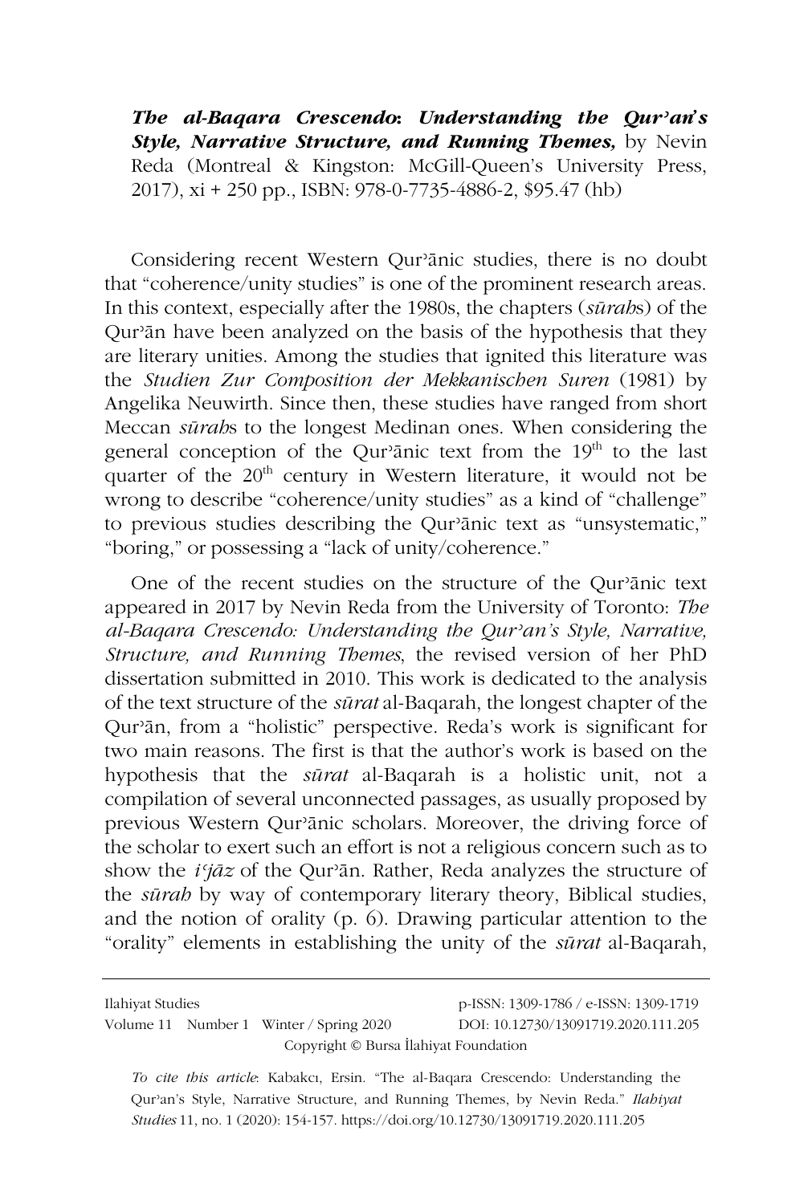***The al-Baqara Crescendo*: *Understanding the Qurʾan's Style, Narrative Structure, and Running Themes,*** by Nevin Reda (Montreal & Kingston: McGill-Queen's University Press, 2017), xi + 250 pp., ISBN: 978-0-7735-4886-2, $95.47 (hb)

Considering recent Western Qurʾānic studies, there is no doubt that "coherence/unity studies" is one of the prominent research areas. In this context, especially after the 1980s, the chapters (*sūrah*s) of the Qurʾān have been analyzed on the basis of the hypothesis that they are literary unities. Among the studies that ignited this literature was the *Studien Zur Composition der Mekkanischen Suren* (1981) by Angelika Neuwirth. Since then, these studies have ranged from short Meccan *sūrah*s to the longest Medinan ones. When considering the general conception of the Qurʾānic text from the 19th to the last quarter of the 20th century in Western literature, it would not be wrong to describe "coherence/unity studies" as a kind of "challenge" to previous studies describing the Qurʾānic text as "unsystematic," "boring," or possessing a "lack of unity/coherence."

One of the recent studies on the structure of the Qurʾānic text appeared in 2017 by Nevin Reda from the University of Toronto: *The al-Baqara Crescendo: Understanding the Qurʾan's Style, Narrative, Structure, and Running Themes*, the revised version of her PhD dissertation submitted in 2010. This work is dedicated to the analysis of the text structure of the *sūrat* al-Baqarah, the longest chapter of the Qurʾān, from a "holistic" perspective. Reda's work is significant for two main reasons. The first is that the author's work is based on the hypothesis that the *sūrat* al-Baqarah is a holistic unit, not a compilation of several unconnected passages, as usually proposed by previous Western Qurʾānic scholars. Moreover, the driving force of the scholar to exert such an effort is not a religious concern such as to show the *iʿjāz* of the Qurʾān. Rather, Reda analyzes the structure of the *sūrah* by way of contemporary literary theory, Biblical studies, and the notion of orality (p. 6). Drawing particular attention to the "orality" elements in establishing the unity of the *sūrat* al-Baqarah,

*To cite this article*: Kabakcı, Ersin. "The al-Baqara Crescendo: Understanding the Qurʾan's Style, Narrative Structure, and Running Themes, by Nevin Reda." *Ilahiyat Studies* 11, no. 1 (2020): 154-157. https://doi.org/10.12730/13091719.2020.111.205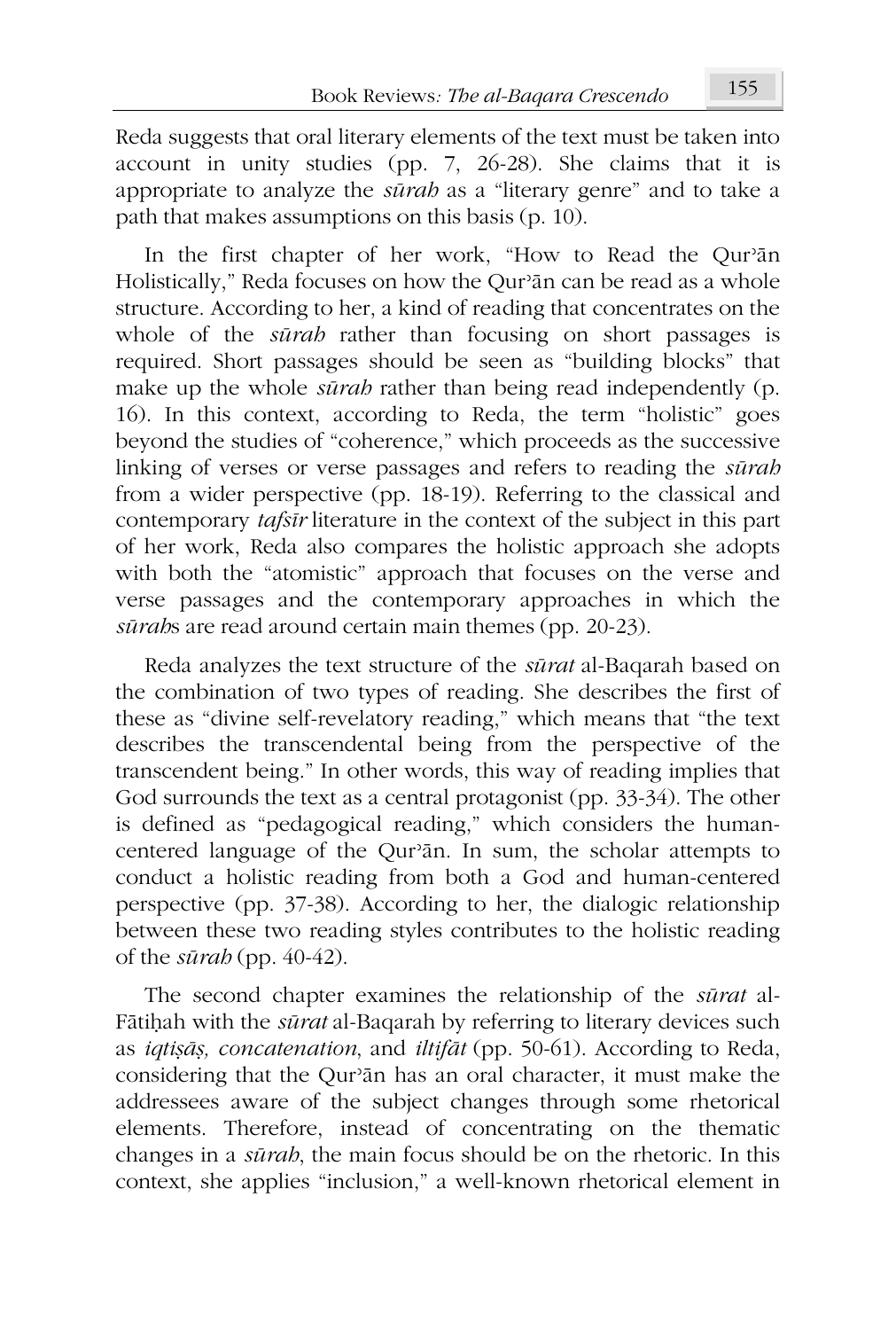Reda suggests that oral literary elements of the text must be taken into account in unity studies (pp. 7, 26-28). She claims that it is appropriate to analyze the *sūrah* as a "literary genre" and to take a path that makes assumptions on this basis (p. 10).

In the first chapter of her work, "How to Read the Qurʾān Holistically," Reda focuses on how the Qurʾān can be read as a whole structure. According to her, a kind of reading that concentrates on the whole of the *sūrah* rather than focusing on short passages is required. Short passages should be seen as "building blocks" that make up the whole *sūrah* rather than being read independently (p. 16). In this context, according to Reda, the term "holistic" goes beyond the studies of "coherence," which proceeds as the successive linking of verses or verse passages and refers to reading the *sūrah* from a wider perspective (pp. 18-19). Referring to the classical and contemporary *tafsīr* literature in the context of the subject in this part of her work, Reda also compares the holistic approach she adopts with both the "atomistic" approach that focuses on the verse and verse passages and the contemporary approaches in which the *sūrah*s are read around certain main themes (pp. 20-23).

Reda analyzes the text structure of the *sūrat* al-Baqarah based on the combination of two types of reading. She describes the first of these as "divine self-revelatory reading," which means that "the text describes the transcendental being from the perspective of the transcendent being." In other words, this way of reading implies that God surrounds the text as a central protagonist (pp. 33-34). The other is defined as "pedagogical reading," which considers the human-centered language of the Qurʾān. In sum, the scholar attempts to conduct a holistic reading from both a God and human-centered perspective (pp. 37-38). According to her, the dialogic relationship between these two reading styles contributes to the holistic reading of the *sūrah* (pp. 40-42).

The second chapter examines the relationship of the *sūrat* al-Fātiḥah with the *sūrat* al-Baqarah by referring to literary devices such as *iqtiṣāṣ, concatenation*, and *iltifāt* (pp. 50-61). According to Reda, considering that the Qurʾān has an oral character, it must make the addressees aware of the subject changes through some rhetorical elements. Therefore, instead of concentrating on the thematic changes in a *sūrah*, the main focus should be on the rhetoric. In this context, she applies "inclusion," a well-known rhetorical element in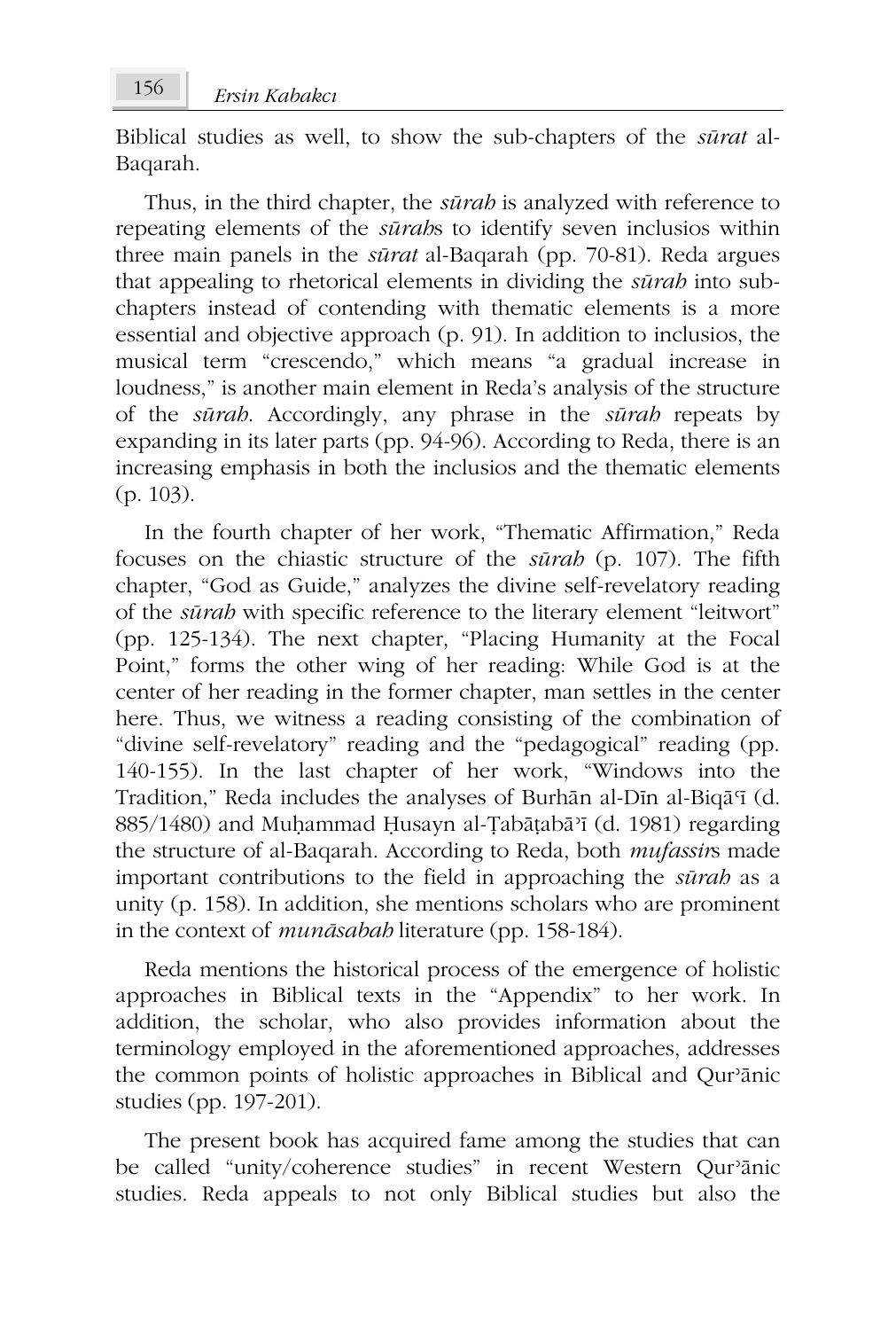Biblical studies as well, to show the sub-chapters of the *sūrat* al-Baqarah.

Thus, in the third chapter, the *sūrah* is analyzed with reference to repeating elements of the *sūrah*s to identify seven inclusios within three main panels in the *sūrat* al-Baqarah (pp. 70-81). Reda argues that appealing to rhetorical elements in dividing the *sūrah* into sub-chapters instead of contending with thematic elements is a more essential and objective approach (p. 91). In addition to inclusios, the musical term "crescendo," which means "a gradual increase in loudness," is another main element in Reda's analysis of the structure of the *sūrah*. Accordingly, any phrase in the *sūrah* repeats by expanding in its later parts (pp. 94-96). According to Reda, there is an increasing emphasis in both the inclusios and the thematic elements (p. 103).

In the fourth chapter of her work, "Thematic Affirmation," Reda focuses on the chiastic structure of the *sūrah* (p. 107). The fifth chapter, "God as Guide," analyzes the divine self-revelatory reading of the *sūrah* with specific reference to the literary element "leitwort" (pp. 125-134). The next chapter, "Placing Humanity at the Focal Point," forms the other wing of her reading: While God is at the center of her reading in the former chapter, man settles in the center here. Thus, we witness a reading consisting of the combination of "divine self-revelatory" reading and the "pedagogical" reading (pp. 140-155). In the last chapter of her work, "Windows into the Tradition," Reda includes the analyses of Burhān al-Dīn al-Biqāʿī (d. 885/1480) and Muḥammad Ḥusayn al-Ṭabāṭabāʾī (d. 1981) regarding the structure of al-Baqarah. According to Reda, both *mufassir*s made important contributions to the field in approaching the *sūrah* as a unity (p. 158). In addition, she mentions scholars who are prominent in the context of *munāsabah* literature (pp. 158-184).

Reda mentions the historical process of the emergence of holistic approaches in Biblical texts in the "Appendix" to her work. In addition, the scholar, who also provides information about the terminology employed in the aforementioned approaches, addresses the common points of holistic approaches in Biblical and Qurʾānic studies (pp. 197-201).

The present book has acquired fame among the studies that can be called "unity/coherence studies" in recent Western Qurʾānic studies. Reda appeals to not only Biblical studies but also the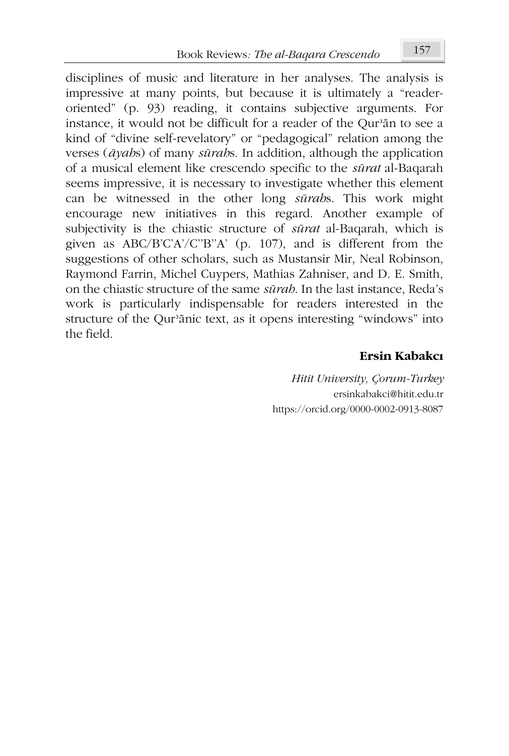disciplines of music and literature in her analyses. The analysis is impressive at many points, but because it is ultimately a "reader-oriented" (p. 93) reading, it contains subjective arguments. For instance, it would not be difficult for a reader of the Qurʾān to see a kind of "divine self-revelatory" or "pedagogical" relation among the verses (*āyah*s) of many *sūrah*s. In addition, although the application of a musical element like crescendo specific to the *sūrat* al-Baqarah seems impressive, it is necessary to investigate whether this element can be witnessed in the other long *sūrah*s. This work might encourage new initiatives in this regard. Another example of subjectivity is the chiastic structure of *sūrat* al-Baqarah, which is given as ABC/B'C'A'/C''B''A' (p. 107), and is different from the suggestions of other scholars, such as Mustansir Mir, Neal Robinson, Raymond Farrin, Michel Cuypers, Mathias Zahniser, and D. E. Smith, on the chiastic structure of the same *sūrah*. In the last instance, Reda's work is particularly indispensable for readers interested in the structure of the Qurʾānic text, as it opens interesting "windows" into the field.

**Ersin Kabakcı**

*Hitit University, Çorum-Turkey*
ersinkabakci@hitit.edu.tr
https://orcid.org/0000-0002-0913-8087